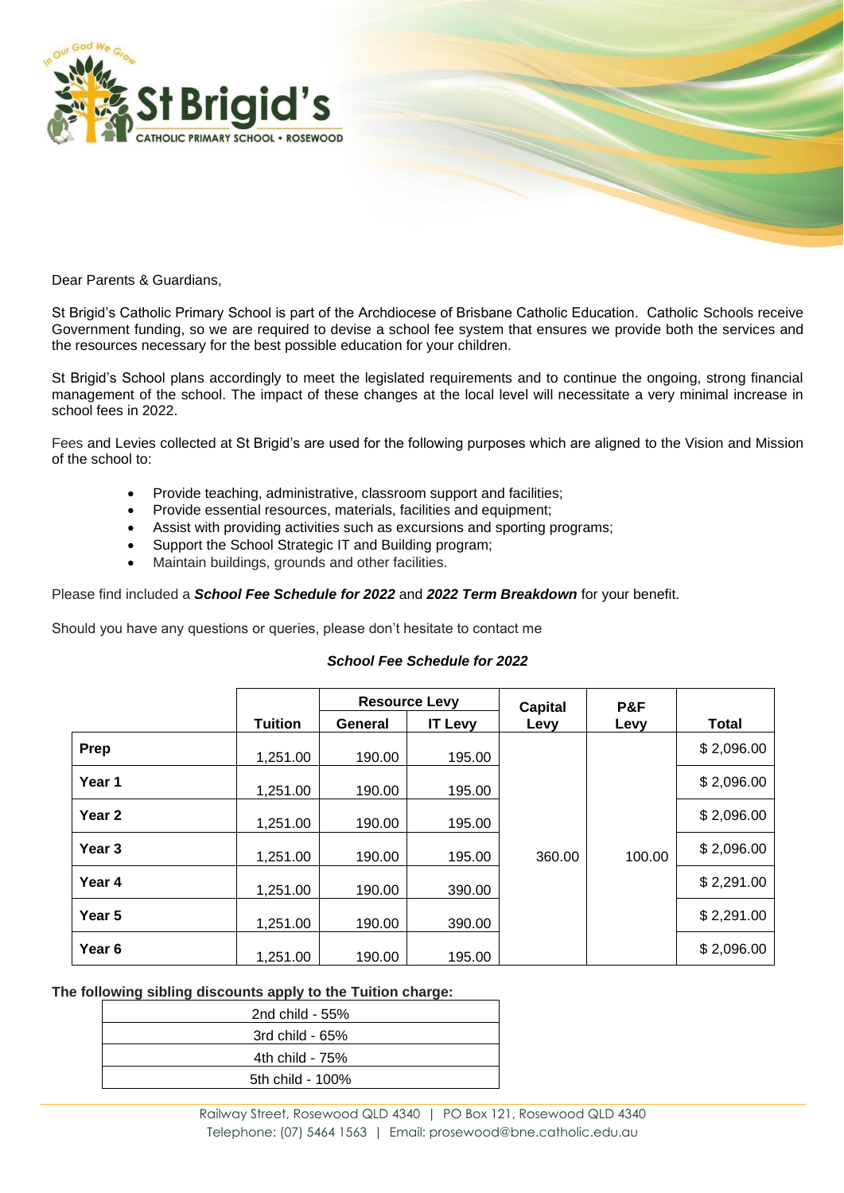St Brigid's Catholic Primary School • Rosewood

Dear Parents & Guardians,

St Brigid's Catholic Primary School is part of the Archdiocese of Brisbane Catholic Education. Catholic Schools receive Government funding, so we are required to devise a school fee system that ensures we provide both the services and the resources necessary for the best possible education for your children.

St Brigid's School plans accordingly to meet the legislated requirements and to continue the ongoing, strong financial management of the school. The impact of these changes at the local level will necessitate a very minimal increase in school fees in 2022.

Fees and Levies collected at St Brigid's are used for the following purposes which are aligned to the Vision and Mission of the school to:

- Provide teaching, administrative, classroom support and facilities;
- Provide essential resources, materials, facilities and equipment;
- Assist with providing activities such as excursions and sporting programs;
- Support the School Strategic IT and Building program;
- Maintain buildings, grounds and other facilities.

Please find included a ***School Fee Schedule for 2022*** and ***2022 Term Breakdown*** for your benefit.

Should you have any questions or queries, please don't hesitate to contact me

***School Fee Schedule for 2022***

| | Tuition | Resource Levy | | Capital Levy | P&F Levy | Total |
|---|---|---|---|---|---|---|
| | | General | IT Levy | | | |
| **Prep** | 1,251.00 | 190.00 | 195.00 | 360.00 | 100.00 | $ 2,096.00 |
| **Year 1** | 1,251.00 | 190.00 | 195.00 | 360.00 | 100.00 | $ 2,096.00 |
| **Year 2** | 1,251.00 | 190.00 | 195.00 | 360.00 | 100.00 | $ 2,096.00 |
| **Year 3** | 1,251.00 | 190.00 | 195.00 | 360.00 | 100.00 | $ 2,096.00 |
| **Year 4** | 1,251.00 | 190.00 | 390.00 | 360.00 | 100.00 | $ 2,291.00 |
| **Year 5** | 1,251.00 | 190.00 | 390.00 | 360.00 | 100.00 | $ 2,291.00 |
| **Year 6** | 1,251.00 | 190.00 | 195.00 | 360.00 | 100.00 | $ 2,096.00 |

**The following sibling discounts apply to the Tuition charge:**

| |
|---|
| 2nd child - 55% |
| 3rd child - 65% |
| 4th child - 75% |
| 5th child - 100% |

Railway Street, Rosewood QLD 4340 | PO Box 121, Rosewood QLD 4340
Telephone: (07) 5464 1563 | Email: prosewood@bne.catholic.edu.au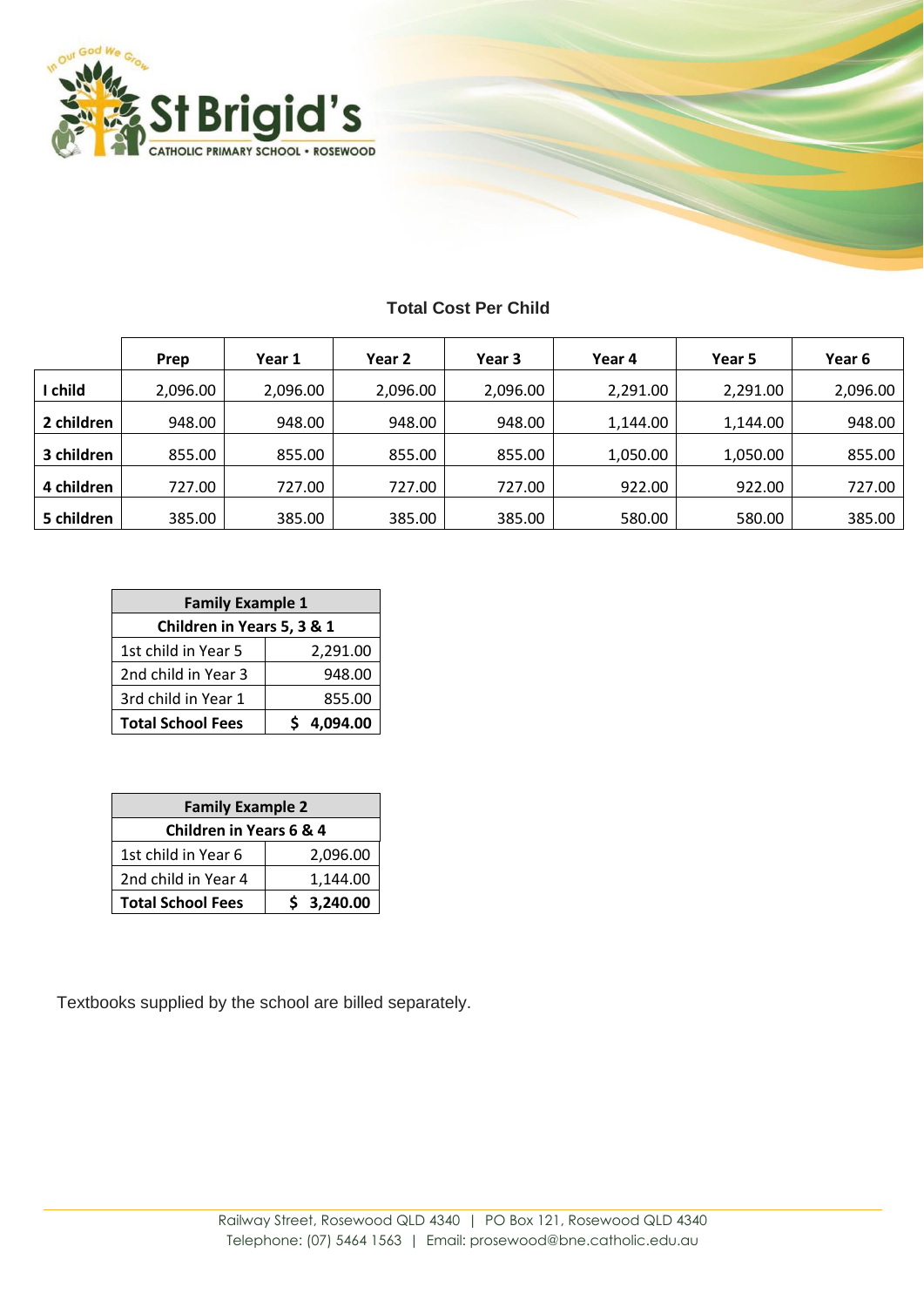## Total Cost Per Child

| | Prep | Year 1 | Year 2 | Year 3 | Year 4 | Year 5 | Year 6 |
|---|---|---|---|---|---|---|---|
| **I child** | 2,096.00 | 2,096.00 | 2,096.00 | 2,096.00 | 2,291.00 | 2,291.00 | 2,096.00 |
| **2 children** | 948.00 | 948.00 | 948.00 | 948.00 | 1,144.00 | 1,144.00 | 948.00 |
| **3 children** | 855.00 | 855.00 | 855.00 | 855.00 | 1,050.00 | 1,050.00 | 855.00 |
| **4 children** | 727.00 | 727.00 | 727.00 | 727.00 | 922.00 | 922.00 | 727.00 |
| **5 children** | 385.00 | 385.00 | 385.00 | 385.00 | 580.00 | 580.00 | 385.00 |

| **Family Example 1** | |
|---|---|
| **Children in Years 5, 3 & 1** | |
| 1st child in Year 5 | 2,291.00 |
| 2nd child in Year 3 | 948.00 |
| 3rd child in Year 1 | 855.00 |
| **Total School Fees** | **$ 4,094.00** |

| **Family Example 2** | |
|---|---|
| **Children in Years 6 & 4** | |
| 1st child in Year 6 | 2,096.00 |
| 2nd child in Year 4 | 1,144.00 |
| **Total School Fees** | **$ 3,240.00** |

Textbooks supplied by the school are billed separately.